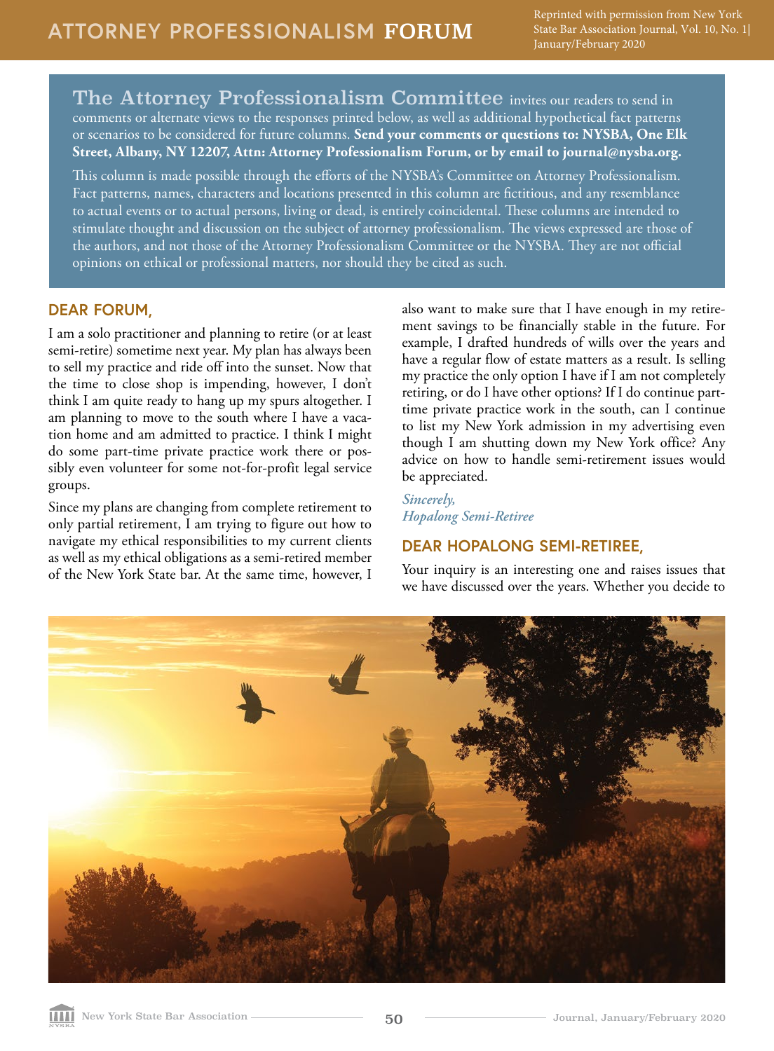# ATTORNEY PROFESSIONALISM FORUM

Reprinted with permission from New York State Bar Association Journal, Vol. 10, No. 1| January/February 2020

**The Attorney Professionalism Committee** invites our readers to send in comments or alternate views to the responses printed below, as well as additional hypothetical fact patterns or scenarios to be considered for future columns. **Send your comments or questions to: NYSBA, One Elk Street, Albany, NY 12207, Attn: Attorney Professionalism Forum, or by email to journal@nysba.org.**

This column is made possible through the efforts of the NYSBA's Committee on Attorney Professionalism. Fact patterns, names, characters and locations presented in this column are fictitious, and any resemblance to actual events or to actual persons, living or dead, is entirely coincidental. These columns are intended to stimulate thought and discussion on the subject of attorney professionalism. The views expressed are those of the authors, and not those of the Attorney Professionalism Committee or the NYSBA. They are not official opinions on ethical or professional matters, nor should they be cited as such.

## DEAR FORUM,

I am a solo practitioner and planning to retire (or at least semi-retire) sometime next year. My plan has always been to sell my practice and ride off into the sunset. Now that the time to close shop is impending, however, I don't think I am quite ready to hang up my spurs altogether. I am planning to move to the south where I have a vacation home and am admitted to practice. I think I might do some part-time private practice work there or possibly even volunteer for some not-for-profit legal service groups.

Since my plans are changing from complete retirement to only partial retirement, I am trying to figure out how to navigate my ethical responsibilities to my current clients as well as my ethical obligations as a semi-retired member of the New York State bar. At the same time, however, I also want to make sure that I have enough in my retirement savings to be financially stable in the future. For example, I drafted hundreds of wills over the years and have a regular flow of estate matters as a result. Is selling my practice the only option I have if I am not completely retiring, or do I have other options? If I do continue part-time private practice work in the south, can I continue to list my New York admission in my advertising even though I am shutting down my New York office? Any advice on how to handle semi-retirement issues would be appreciated.

*Sincerely,*
*Hopalong Semi-Retiree*

## DEAR HOPALONG SEMI-RETIREE,

Your inquiry is an interesting one and raises issues that we have discussed over the years. Whether you decide to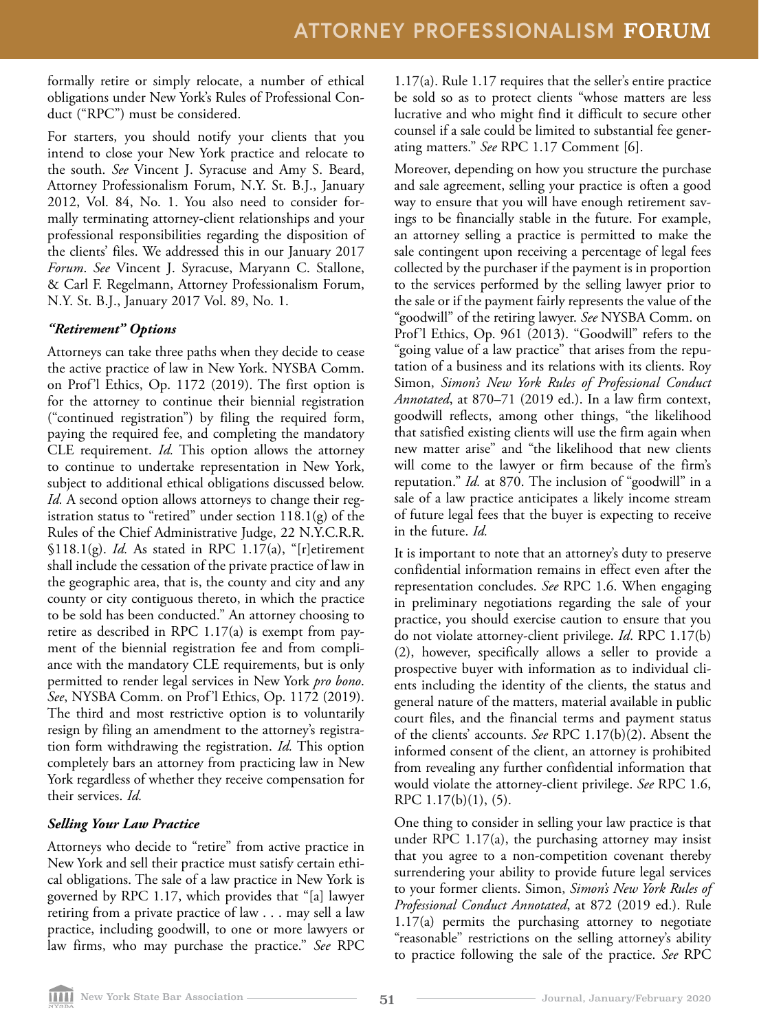formally retire or simply relocate, a number of ethical obligations under New York's Rules of Professional Conduct ("RPC") must be considered.

For starters, you should notify your clients that you intend to close your New York practice and relocate to the south. *See* Vincent J. Syracuse and Amy S. Beard, Attorney Professionalism Forum, N.Y. St. B.J., January 2012, Vol. 84, No. 1. You also need to consider formally terminating attorney-client relationships and your professional responsibilities regarding the disposition of the clients' files. We addressed this in our January 2017 *Forum*. *See* Vincent J. Syracuse, Maryann C. Stallone, & Carl F. Regelmann, Attorney Professionalism Forum, N.Y. St. B.J., January 2017 Vol. 89, No. 1.

### *"Retirement" Options*

Attorneys can take three paths when they decide to cease the active practice of law in New York. NYSBA Comm. on Prof'l Ethics, Op. 1172 (2019). The first option is for the attorney to continue their biennial registration ("continued registration") by filing the required form, paying the required fee, and completing the mandatory CLE requirement. *Id.* This option allows the attorney to continue to undertake representation in New York, subject to additional ethical obligations discussed below. *Id.* A second option allows attorneys to change their registration status to "retired" under section 118.1(g) of the Rules of the Chief Administrative Judge, 22 N.Y.C.R.R. §118.1(g). *Id.* As stated in RPC 1.17(a), "[r]etirement shall include the cessation of the private practice of law in the geographic area, that is, the county and city and any county or city contiguous thereto, in which the practice to be sold has been conducted." An attorney choosing to retire as described in RPC 1.17(a) is exempt from payment of the biennial registration fee and from compliance with the mandatory CLE requirements, but is only permitted to render legal services in New York *pro bono*. *See*, NYSBA Comm. on Prof'l Ethics, Op. 1172 (2019). The third and most restrictive option is to voluntarily resign by filing an amendment to the attorney's registration form withdrawing the registration. *Id.* This option completely bars an attorney from practicing law in New York regardless of whether they receive compensation for their services. *Id.*

### *Selling Your Law Practice*

Attorneys who decide to "retire" from active practice in New York and sell their practice must satisfy certain ethical obligations. The sale of a law practice in New York is governed by RPC 1.17, which provides that "[a] lawyer retiring from a private practice of law . . . may sell a law practice, including goodwill, to one or more lawyers or law firms, who may purchase the practice." *See* RPC 1.17(a). Rule 1.17 requires that the seller's entire practice be sold so as to protect clients "whose matters are less lucrative and who might find it difficult to secure other counsel if a sale could be limited to substantial fee generating matters." *See* RPC 1.17 Comment [6].

Moreover, depending on how you structure the purchase and sale agreement, selling your practice is often a good way to ensure that you will have enough retirement savings to be financially stable in the future. For example, an attorney selling a practice is permitted to make the sale contingent upon receiving a percentage of legal fees collected by the purchaser if the payment is in proportion to the services performed by the selling lawyer prior to the sale or if the payment fairly represents the value of the "goodwill" of the retiring lawyer. *See* NYSBA Comm. on Prof'l Ethics, Op. 961 (2013). "Goodwill" refers to the "going value of a law practice" that arises from the reputation of a business and its relations with its clients. Roy Simon, *Simon's New York Rules of Professional Conduct Annotated*, at 870–71 (2019 ed.). In a law firm context, goodwill reflects, among other things, "the likelihood that satisfied existing clients will use the firm again when new matter arise" and "the likelihood that new clients will come to the lawyer or firm because of the firm's reputation." *Id.* at 870. The inclusion of "goodwill" in a sale of a law practice anticipates a likely income stream of future legal fees that the buyer is expecting to receive in the future. *Id.*

It is important to note that an attorney's duty to preserve confidential information remains in effect even after the representation concludes. *See* RPC 1.6. When engaging in preliminary negotiations regarding the sale of your practice, you should exercise caution to ensure that you do not violate attorney-client privilege. *Id*. RPC 1.17(b)(2), however, specifically allows a seller to provide a prospective buyer with information as to individual clients including the identity of the clients, the status and general nature of the matters, material available in public court files, and the financial terms and payment status of the clients' accounts. *See* RPC 1.17(b)(2). Absent the informed consent of the client, an attorney is prohibited from revealing any further confidential information that would violate the attorney-client privilege. *See* RPC 1.6, RPC 1.17(b)(1), (5).

One thing to consider in selling your law practice is that under RPC 1.17(a), the purchasing attorney may insist that you agree to a non-competition covenant thereby surrendering your ability to provide future legal services to your former clients. Simon, *Simon's New York Rules of Professional Conduct Annotated*, at 872 (2019 ed.). Rule 1.17(a) permits the purchasing attorney to negotiate "reasonable" restrictions on the selling attorney's ability to practice following the sale of the practice. *See* RPC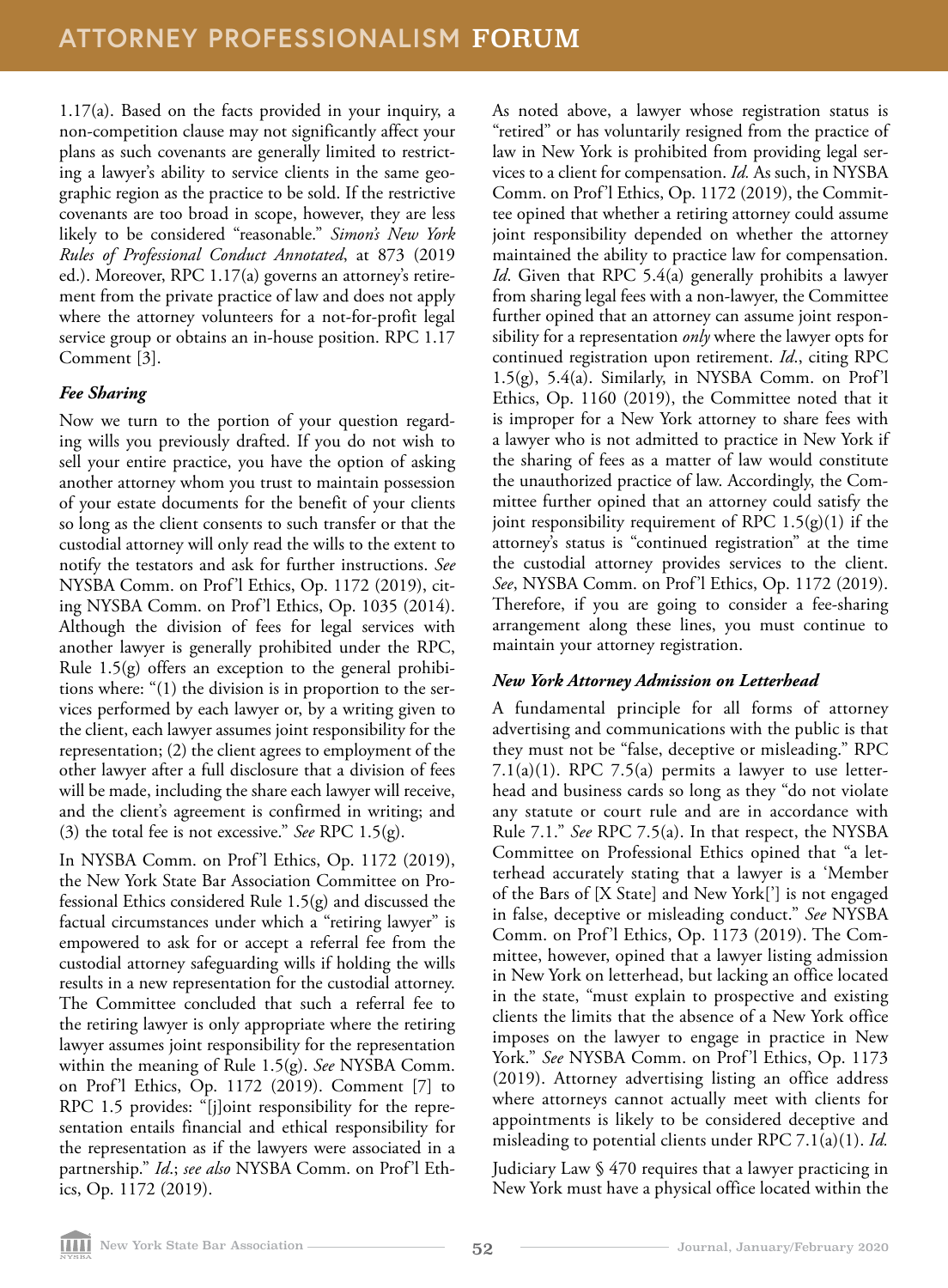1.17(a). Based on the facts provided in your inquiry, a non-competition clause may not significantly affect your plans as such covenants are generally limited to restricting a lawyer's ability to service clients in the same geographic region as the practice to be sold. If the restrictive covenants are too broad in scope, however, they are less likely to be considered "reasonable." *Simon's New York Rules of Professional Conduct Annotated*, at 873 (2019 ed.). Moreover, RPC 1.17(a) governs an attorney's retirement from the private practice of law and does not apply where the attorney volunteers for a not-for-profit legal service group or obtains an in-house position. RPC 1.17 Comment [3].

### *Fee Sharing*

Now we turn to the portion of your question regarding wills you previously drafted. If you do not wish to sell your entire practice, you have the option of asking another attorney whom you trust to maintain possession of your estate documents for the benefit of your clients so long as the client consents to such transfer or that the custodial attorney will only read the wills to the extent to notify the testators and ask for further instructions. *See* NYSBA Comm. on Prof'l Ethics, Op. 1172 (2019), citing NYSBA Comm. on Prof'l Ethics, Op. 1035 (2014). Although the division of fees for legal services with another lawyer is generally prohibited under the RPC, Rule 1.5(g) offers an exception to the general prohibitions where: "(1) the division is in proportion to the services performed by each lawyer or, by a writing given to the client, each lawyer assumes joint responsibility for the representation; (2) the client agrees to employment of the other lawyer after a full disclosure that a division of fees will be made, including the share each lawyer will receive, and the client's agreement is confirmed in writing; and (3) the total fee is not excessive." *See* RPC 1.5(g).

In NYSBA Comm. on Prof'l Ethics, Op. 1172 (2019), the New York State Bar Association Committee on Professional Ethics considered Rule 1.5(g) and discussed the factual circumstances under which a "retiring lawyer" is empowered to ask for or accept a referral fee from the custodial attorney safeguarding wills if holding the wills results in a new representation for the custodial attorney. The Committee concluded that such a referral fee to the retiring lawyer is only appropriate where the retiring lawyer assumes joint responsibility for the representation within the meaning of Rule 1.5(g). *See* NYSBA Comm. on Prof'l Ethics, Op. 1172 (2019). Comment [7] to RPC 1.5 provides: "[j]oint responsibility for the representation entails financial and ethical responsibility for the representation as if the lawyers were associated in a partnership." *Id.*; *see also* NYSBA Comm. on Prof'l Ethics, Op. 1172 (2019).

As noted above, a lawyer whose registration status is "retired" or has voluntarily resigned from the practice of law in New York is prohibited from providing legal services to a client for compensation. *Id.* As such, in NYSBA Comm. on Prof'l Ethics, Op. 1172 (2019), the Committee opined that whether a retiring attorney could assume joint responsibility depended on whether the attorney maintained the ability to practice law for compensation. *Id*. Given that RPC 5.4(a) generally prohibits a lawyer from sharing legal fees with a non-lawyer, the Committee further opined that an attorney can assume joint responsibility for a representation *only* where the lawyer opts for continued registration upon retirement. *Id*., citing RPC 1.5(g), 5.4(a). Similarly, in NYSBA Comm. on Prof'l Ethics, Op. 1160 (2019), the Committee noted that it is improper for a New York attorney to share fees with a lawyer who is not admitted to practice in New York if the sharing of fees as a matter of law would constitute the unauthorized practice of law. Accordingly, the Committee further opined that an attorney could satisfy the joint responsibility requirement of RPC 1.5(g)(1) if the attorney's status is "continued registration" at the time the custodial attorney provides services to the client. *See*, NYSBA Comm. on Prof'l Ethics, Op. 1172 (2019). Therefore, if you are going to consider a fee-sharing arrangement along these lines, you must continue to maintain your attorney registration.

### *New York Attorney Admission on Letterhead*

A fundamental principle for all forms of attorney advertising and communications with the public is that they must not be "false, deceptive or misleading." RPC 7.1(a)(1). RPC 7.5(a) permits a lawyer to use letterhead and business cards so long as they "do not violate any statute or court rule and are in accordance with Rule 7.1." *See* RPC 7.5(a). In that respect, the NYSBA Committee on Professional Ethics opined that "a letterhead accurately stating that a lawyer is a 'Member of the Bars of [X State] and New York['] is not engaged in false, deceptive or misleading conduct." *See* NYSBA Comm. on Prof'l Ethics, Op. 1173 (2019). The Committee, however, opined that a lawyer listing admission in New York on letterhead, but lacking an office located in the state, "must explain to prospective and existing clients the limits that the absence of a New York office imposes on the lawyer to engage in practice in New York." *See* NYSBA Comm. on Prof'l Ethics, Op. 1173 (2019). Attorney advertising listing an office address where attorneys cannot actually meet with clients for appointments is likely to be considered deceptive and misleading to potential clients under RPC 7.1(a)(1). *Id.*

Judiciary Law § 470 requires that a lawyer practicing in New York must have a physical office located within the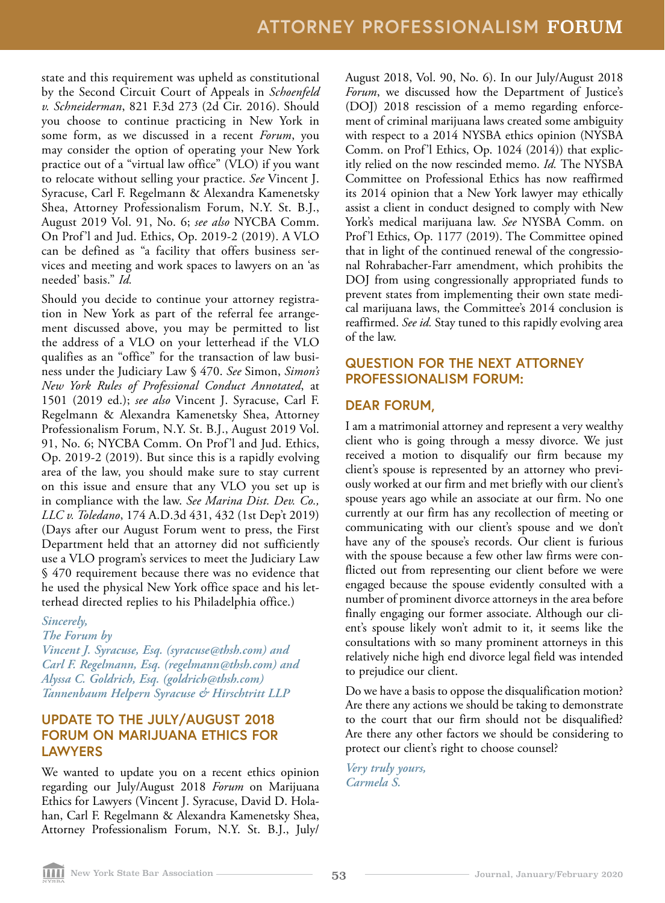state and this requirement was upheld as constitutional by the Second Circuit Court of Appeals in *Schoenfeld v. Schneiderman*, 821 F.3d 273 (2d Cir. 2016). Should you choose to continue practicing in New York in some form, as we discussed in a recent *Forum*, you may consider the option of operating your New York practice out of a "virtual law office" (VLO) if you want to relocate without selling your practice. *See* Vincent J. Syracuse, Carl F. Regelmann & Alexandra Kamenetsky Shea, Attorney Professionalism Forum, N.Y. St. B.J., August 2019 Vol. 91, No. 6; *see also* NYCBA Comm. On Prof'l and Jud. Ethics, Op. 2019-2 (2019). A VLO can be defined as "a facility that offers business services and meeting and work spaces to lawyers on an 'as needed' basis." *Id.*

Should you decide to continue your attorney registration in New York as part of the referral fee arrangement discussed above, you may be permitted to list the address of a VLO on your letterhead if the VLO qualifies as an "office" for the transaction of law business under the Judiciary Law § 470. *See* Simon, *Simon's New York Rules of Professional Conduct Annotated*, at 1501 (2019 ed.); *see also* Vincent J. Syracuse, Carl F. Regelmann & Alexandra Kamenetsky Shea, Attorney Professionalism Forum, N.Y. St. B.J., August 2019 Vol. 91, No. 6; NYCBA Comm. On Prof'l and Jud. Ethics, Op. 2019-2 (2019). But since this is a rapidly evolving area of the law, you should make sure to stay current on this issue and ensure that any VLO you set up is in compliance with the law. *See Marina Dist. Dev. Co., LLC v. Toledano*, 174 A.D.3d 431, 432 (1st Dep't 2019) (Days after our August Forum went to press, the First Department held that an attorney did not sufficiently use a VLO program's services to meet the Judiciary Law § 470 requirement because there was no evidence that he used the physical New York office space and his letterhead directed replies to his Philadelphia office.)

*Sincerely,*
*The Forum by*
*Vincent J. Syracuse, Esq. (syracuse@thsh.com) and*
*Carl F. Regelmann, Esq. (regelmann@thsh.com) and*
*Alyssa C. Goldrich, Esq. (goldrich@thsh.com)*
*Tannenbaum Helpern Syracuse & Hirschtritt LLP*

## UPDATE TO THE JULY/AUGUST 2018 FORUM ON MARIJUANA ETHICS FOR LAWYERS

We wanted to update you on a recent ethics opinion regarding our July/August 2018 *Forum* on Marijuana Ethics for Lawyers (Vincent J. Syracuse, David D. Holahan, Carl F. Regelmann & Alexandra Kamenetsky Shea, Attorney Professionalism Forum, N.Y. St. B.J., July/August 2018, Vol. 90, No. 6). In our July/August 2018 *Forum*, we discussed how the Department of Justice's (DOJ) 2018 rescission of a memo regarding enforcement of criminal marijuana laws created some ambiguity with respect to a 2014 NYSBA ethics opinion (NYSBA Comm. on Prof'l Ethics, Op. 1024 (2014)) that explicitly relied on the now rescinded memo. *Id.* The NYSBA Committee on Professional Ethics has now reaffirmed its 2014 opinion that a New York lawyer may ethically assist a client in conduct designed to comply with New York's medical marijuana law. *See* NYSBA Comm. on Prof'l Ethics, Op. 1177 (2019). The Committee opined that in light of the continued renewal of the congressional Rohrabacher-Farr amendment, which prohibits the DOJ from using congressionally appropriated funds to prevent states from implementing their own state medical marijuana laws, the Committee's 2014 conclusion is reaffirmed. *See id.* Stay tuned to this rapidly evolving area of the law.

## QUESTION FOR THE NEXT ATTORNEY PROFESSIONALISM FORUM:

## DEAR FORUM,

I am a matrimonial attorney and represent a very wealthy client who is going through a messy divorce. We just received a motion to disqualify our firm because my client's spouse is represented by an attorney who previously worked at our firm and met briefly with our client's spouse years ago while an associate at our firm. No one currently at our firm has any recollection of meeting or communicating with our client's spouse and we don't have any of the spouse's records. Our client is furious with the spouse because a few other law firms were conflicted out from representing our client before we were engaged because the spouse evidently consulted with a number of prominent divorce attorneys in the area before finally engaging our former associate. Although our client's spouse likely won't admit to it, it seems like the consultations with so many prominent attorneys in this relatively niche high end divorce legal field was intended to prejudice our client.

Do we have a basis to oppose the disqualification motion? Are there any actions we should be taking to demonstrate to the court that our firm should not be disqualified? Are there any other factors we should be considering to protect our client's right to choose counsel?

*Very truly yours,*
*Carmela S.*